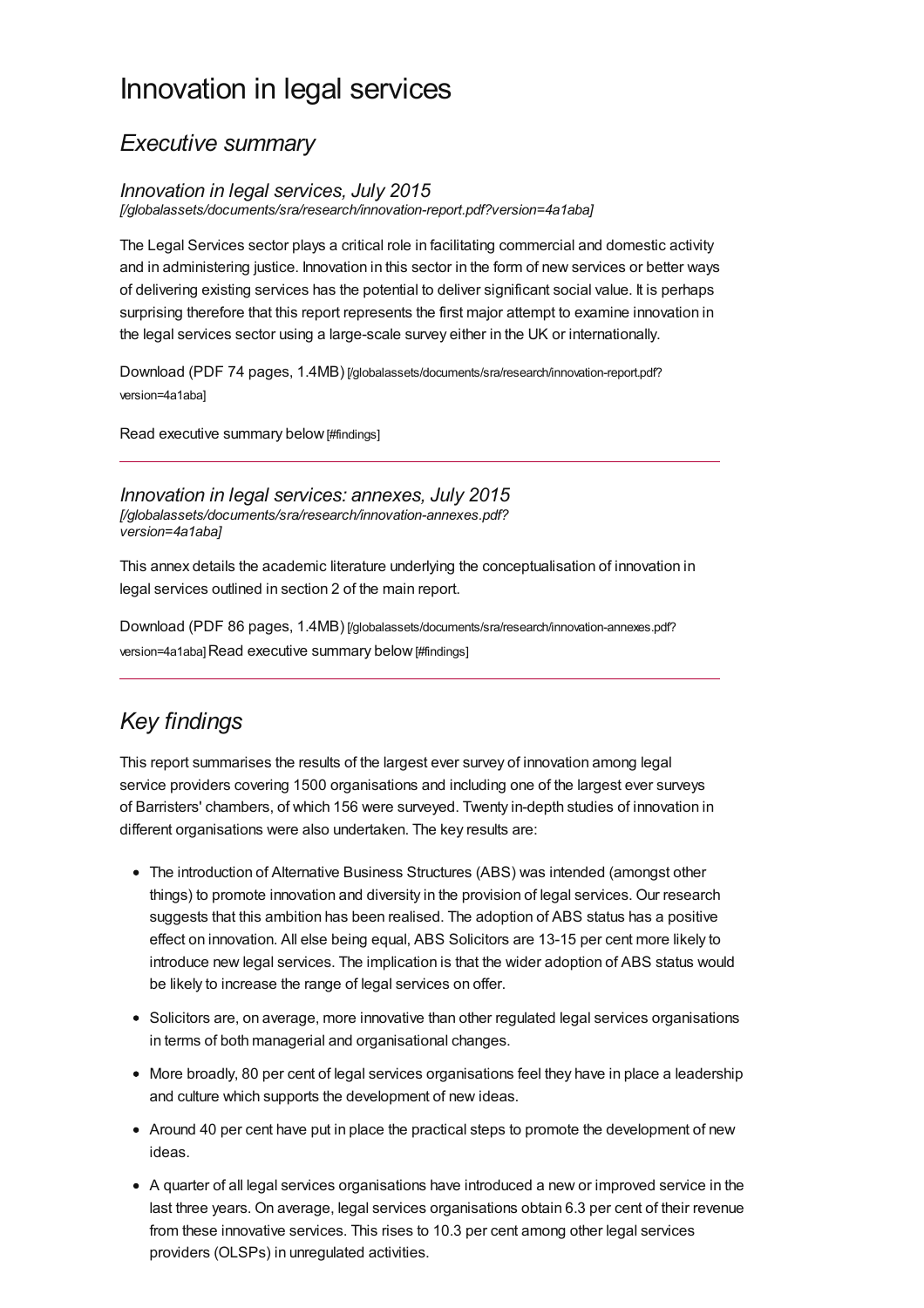# Innovation in legal services

## *Executive summary*

### *Innovation in legal services, July 2015*

*[/globalassets/documents/sra/research/innovation-report.pdf?version=4a1aba]*

The Legal Services sector plays a critical role in facilitating commercial and domestic activity and in administering justice. Innovation in this sector in the form of new services or better ways of delivering existing services has the potential to deliver significant social value. It is perhaps surprising therefore that this report represents the first major attempt to examine innovation in the legal services sector using a large-scale survey either in the UK or internationally.

Download (PDF 74 pages, 1.4MB) [/globalassets/documents/sra/research/innovation-report.pdf?version=4a1aba]

Read executive summary below [#findings]

---

### *Innovation in legal services: annexes, July 2015*

*[/globalassets/documents/sra/research/innovation-annexes.pdf?version=4a1aba]*

This annex details the academic literature underlying the conceptualisation of innovation in legal services outlined in section 2 of the main report.

Download (PDF 86 pages, 1.4MB) [/globalassets/documents/sra/research/innovation-annexes.pdf?version=4a1aba] Read executive summary below [#findings]

---

## *Key findings*

This report summarises the results of the largest ever survey of innovation among legal service providers covering 1500 organisations and including one of the largest ever surveys of Barristers' chambers, of which 156 were surveyed. Twenty in-depth studies of innovation in different organisations were also undertaken. The key results are:

- The introduction of Alternative Business Structures (ABS) was intended (amongst other things) to promote innovation and diversity in the provision of legal services. Our research suggests that this ambition has been realised. The adoption of ABS status has a positive effect on innovation. All else being equal, ABS Solicitors are 13-15 per cent more likely to introduce new legal services. The implication is that the wider adoption of ABS status would be likely to increase the range of legal services on offer.
- Solicitors are, on average, more innovative than other regulated legal services organisations in terms of both managerial and organisational changes.
- More broadly, 80 per cent of legal services organisations feel they have in place a leadership and culture which supports the development of new ideas.
- Around 40 per cent have put in place the practical steps to promote the development of new ideas.
- A quarter of all legal services organisations have introduced a new or improved service in the last three years. On average, legal services organisations obtain 6.3 per cent of their revenue from these innovative services. This rises to 10.3 per cent among other legal services providers (OLSPs) in unregulated activities.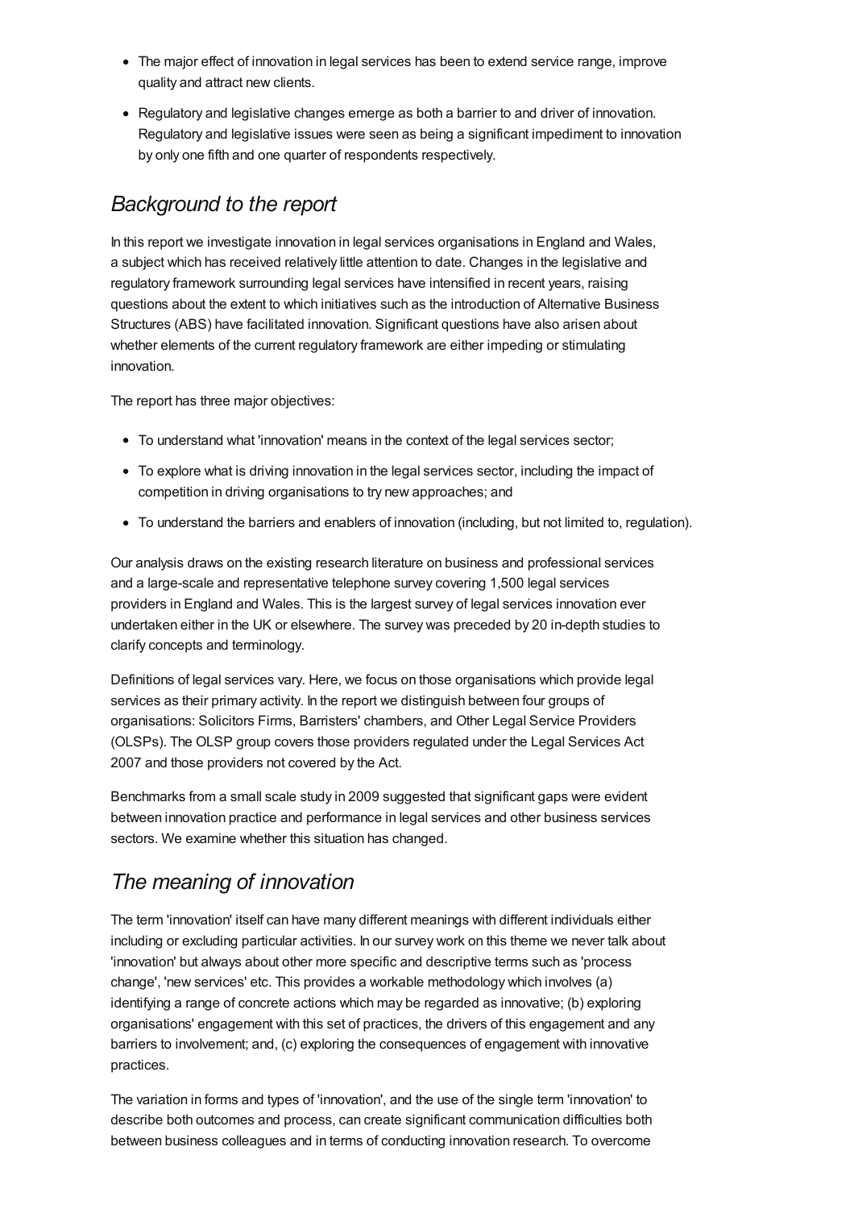- The major effect of innovation in legal services has been to extend service range, improve quality and attract new clients.
- Regulatory and legislative changes emerge as both a barrier to and driver of innovation. Regulatory and legislative issues were seen as being a significant impediment to innovation by only one fifth and one quarter of respondents respectively.

## *Background to the report*

In this report we investigate innovation in legal services organisations in England and Wales, a subject which has received relatively little attention to date. Changes in the legislative and regulatory framework surrounding legal services have intensified in recent years, raising questions about the extent to which initiatives such as the introduction of Alternative Business Structures (ABS) have facilitated innovation. Significant questions have also arisen about whether elements of the current regulatory framework are either impeding or stimulating innovation.

The report has three major objectives:

- To understand what 'innovation' means in the context of the legal services sector;
- To explore what is driving innovation in the legal services sector, including the impact of competition in driving organisations to try new approaches; and
- To understand the barriers and enablers of innovation (including, but not limited to, regulation).

Our analysis draws on the existing research literature on business and professional services and a large-scale and representative telephone survey covering 1,500 legal services providers in England and Wales. This is the largest survey of legal services innovation ever undertaken either in the UK or elsewhere. The survey was preceded by 20 in-depth studies to clarify concepts and terminology.

Definitions of legal services vary. Here, we focus on those organisations which provide legal services as their primary activity. In the report we distinguish between four groups of organisations: Solicitors Firms, Barristers' chambers, and Other Legal Service Providers (OLSPs). The OLSP group covers those providers regulated under the Legal Services Act 2007 and those providers not covered by the Act.

Benchmarks from a small scale study in 2009 suggested that significant gaps were evident between innovation practice and performance in legal services and other business services sectors. We examine whether this situation has changed.

## *The meaning of innovation*

The term 'innovation' itself can have many different meanings with different individuals either including or excluding particular activities. In our survey work on this theme we never talk about 'innovation' but always about other more specific and descriptive terms such as 'process change', 'new services' etc. This provides a workable methodology which involves (a) identifying a range of concrete actions which may be regarded as innovative; (b) exploring organisations' engagement with this set of practices, the drivers of this engagement and any barriers to involvement; and, (c) exploring the consequences of engagement with innovative practices.

The variation in forms and types of 'innovation', and the use of the single term 'innovation' to describe both outcomes and process, can create significant communication difficulties both between business colleagues and in terms of conducting innovation research. To overcome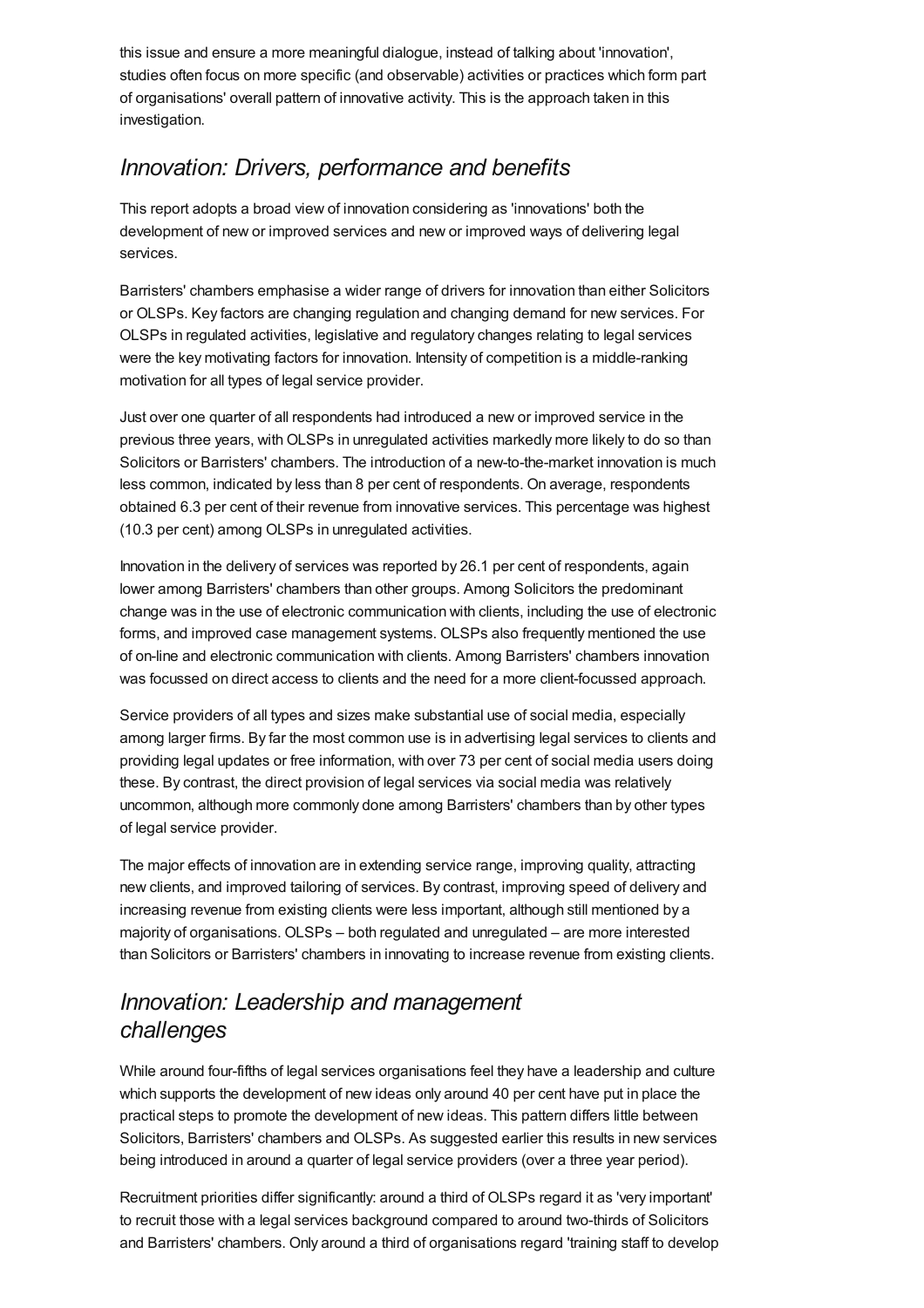this issue and ensure a more meaningful dialogue, instead of talking about 'innovation', studies often focus on more specific (and observable) activities or practices which form part of organisations' overall pattern of innovative activity. This is the approach taken in this investigation.

## Innovation: Drivers, performance and benefits

This report adopts a broad view of innovation considering as 'innovations' both the development of new or improved services and new or improved ways of delivering legal services.

Barristers' chambers emphasise a wider range of drivers for innovation than either Solicitors or OLSPs. Key factors are changing regulation and changing demand for new services. For OLSPs in regulated activities, legislative and regulatory changes relating to legal services were the key motivating factors for innovation. Intensity of competition is a middle-ranking motivation for all types of legal service provider.

Just over one quarter of all respondents had introduced a new or improved service in the previous three years, with OLSPs in unregulated activities markedly more likely to do so than Solicitors or Barristers' chambers. The introduction of a new-to-the-market innovation is much less common, indicated by less than 8 per cent of respondents. On average, respondents obtained 6.3 per cent of their revenue from innovative services. This percentage was highest (10.3 per cent) among OLSPs in unregulated activities.

Innovation in the delivery of services was reported by 26.1 per cent of respondents, again lower among Barristers' chambers than other groups. Among Solicitors the predominant change was in the use of electronic communication with clients, including the use of electronic forms, and improved case management systems. OLSPs also frequently mentioned the use of on-line and electronic communication with clients. Among Barristers' chambers innovation was focussed on direct access to clients and the need for a more client-focussed approach.

Service providers of all types and sizes make substantial use of social media, especially among larger firms. By far the most common use is in advertising legal services to clients and providing legal updates or free information, with over 73 per cent of social media users doing these. By contrast, the direct provision of legal services via social media was relatively uncommon, although more commonly done among Barristers' chambers than by other types of legal service provider.

The major effects of innovation are in extending service range, improving quality, attracting new clients, and improved tailoring of services. By contrast, improving speed of delivery and increasing revenue from existing clients were less important, although still mentioned by a majority of organisations. OLSPs – both regulated and unregulated – are more interested than Solicitors or Barristers' chambers in innovating to increase revenue from existing clients.

## Innovation: Leadership and management challenges

While around four-fifths of legal services organisations feel they have a leadership and culture which supports the development of new ideas only around 40 per cent have put in place the practical steps to promote the development of new ideas. This pattern differs little between Solicitors, Barristers' chambers and OLSPs. As suggested earlier this results in new services being introduced in around a quarter of legal service providers (over a three year period).

Recruitment priorities differ significantly: around a third of OLSPs regard it as 'very important' to recruit those with a legal services background compared to around two-thirds of Solicitors and Barristers' chambers. Only around a third of organisations regard 'training staff to develop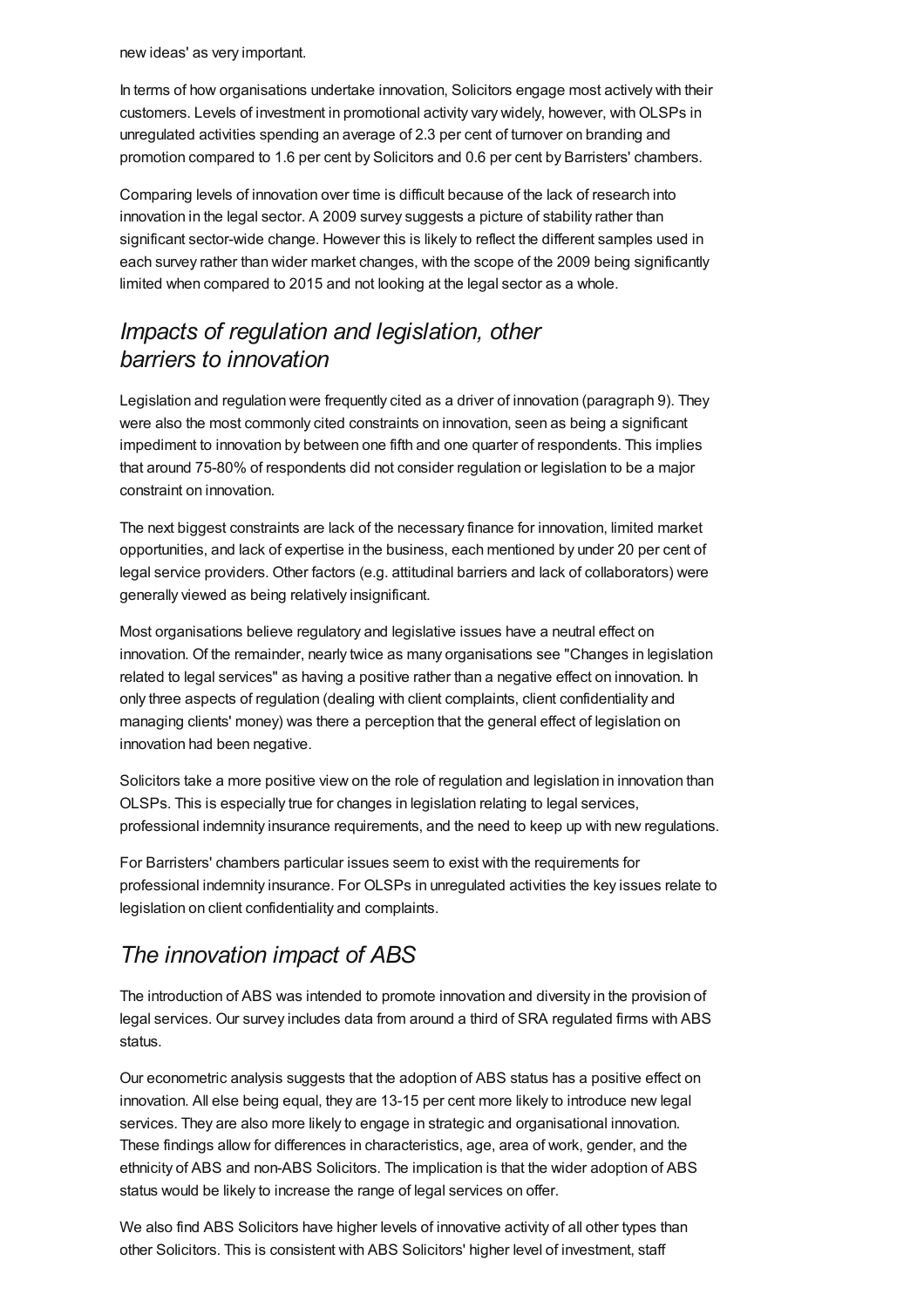new ideas' as very important.

In terms of how organisations undertake innovation, Solicitors engage most actively with their customers. Levels of investment in promotional activity vary widely, however, with OLSPs in unregulated activities spending an average of 2.3 per cent of turnover on branding and promotion compared to 1.6 per cent by Solicitors and 0.6 per cent by Barristers' chambers.

Comparing levels of innovation over time is difficult because of the lack of research into innovation in the legal sector. A 2009 survey suggests a picture of stability rather than significant sector-wide change. However this is likely to reflect the different samples used in each survey rather than wider market changes, with the scope of the 2009 being significantly limited when compared to 2015 and not looking at the legal sector as a whole.

## *Impacts of regulation and legislation, other barriers to innovation*

Legislation and regulation were frequently cited as a driver of innovation (paragraph 9). They were also the most commonly cited constraints on innovation, seen as being a significant impediment to innovation by between one fifth and one quarter of respondents. This implies that around 75-80% of respondents did not consider regulation or legislation to be a major constraint on innovation.

The next biggest constraints are lack of the necessary finance for innovation, limited market opportunities, and lack of expertise in the business, each mentioned by under 20 per cent of legal service providers. Other factors (e.g. attitudinal barriers and lack of collaborators) were generally viewed as being relatively insignificant.

Most organisations believe regulatory and legislative issues have a neutral effect on innovation. Of the remainder, nearly twice as many organisations see "Changes in legislation related to legal services" as having a positive rather than a negative effect on innovation. In only three aspects of regulation (dealing with client complaints, client confidentiality and managing clients' money) was there a perception that the general effect of legislation on innovation had been negative.

Solicitors take a more positive view on the role of regulation and legislation in innovation than OLSPs. This is especially true for changes in legislation relating to legal services, professional indemnity insurance requirements, and the need to keep up with new regulations.

For Barristers' chambers particular issues seem to exist with the requirements for professional indemnity insurance. For OLSPs in unregulated activities the key issues relate to legislation on client confidentiality and complaints.

## *The innovation impact of ABS*

The introduction of ABS was intended to promote innovation and diversity in the provision of legal services. Our survey includes data from around a third of SRA regulated firms with ABS status.

Our econometric analysis suggests that the adoption of ABS status has a positive effect on innovation. All else being equal, they are 13-15 per cent more likely to introduce new legal services. They are also more likely to engage in strategic and organisational innovation. These findings allow for differences in characteristics, age, area of work, gender, and the ethnicity of ABS and non-ABS Solicitors. The implication is that the wider adoption of ABS status would be likely to increase the range of legal services on offer.

We also find ABS Solicitors have higher levels of innovative activity of all other types than other Solicitors. This is consistent with ABS Solicitors' higher level of investment, staff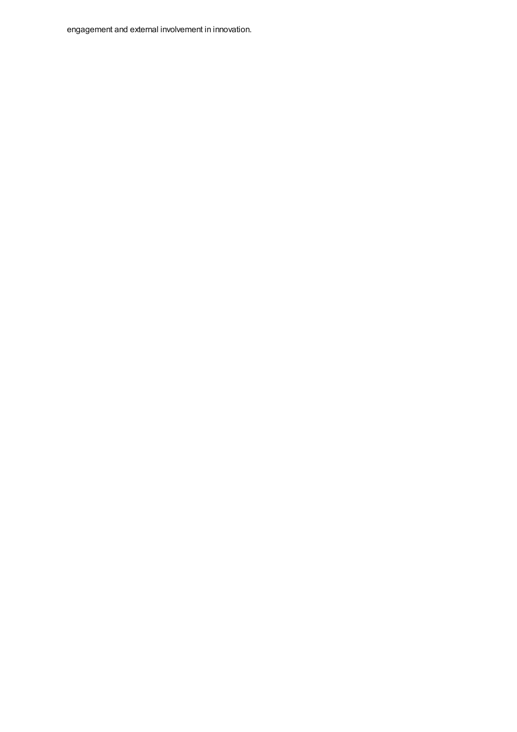engagement and external involvement in innovation.